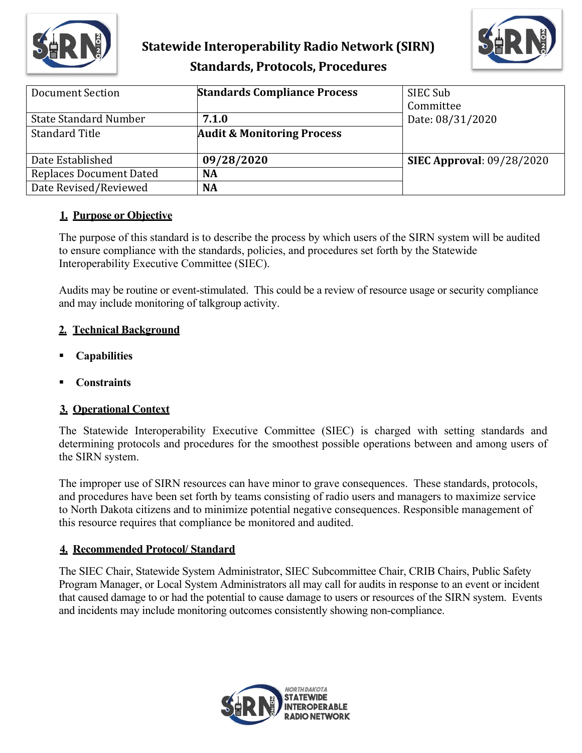# Statewide Interoperability Radio Network (SIRN)
## Standards, Protocols, Procedures

| Document Section | **Standards Compliance Process** | SIEC Sub Committee Date: 08/31/2020 |
|---|---|---|
| State Standard Number | **7.1.0** | |
| Standard Title | **Audit & Monitoring Process** | |
| Date Established | **09/28/2020** | **SIEC Approval**: 09/28/2020 |
| Replaces Document Dated | **NA** | |
| Date Revised/Reviewed | **NA** | |

### 1. Purpose or Objective

The purpose of this standard is to describe the process by which users of the SIRN system will be audited to ensure compliance with the standards, policies, and procedures set forth by the Statewide Interoperability Executive Committee (SIEC).

Audits may be routine or event-stimulated. This could be a review of resource usage or security compliance and may include monitoring of talkgroup activity.

### 2. Technical Background

- **Capabilities**
- **Constraints**

### 3. Operational Context

The Statewide Interoperability Executive Committee (SIEC) is charged with setting standards and determining protocols and procedures for the smoothest possible operations between and among users of the SIRN system.

The improper use of SIRN resources can have minor to grave consequences. These standards, protocols, and procedures have been set forth by teams consisting of radio users and managers to maximize service to North Dakota citizens and to minimize potential negative consequences. Responsible management of this resource requires that compliance be monitored and audited.

### 4. Recommended Protocol/ Standard

The SIEC Chair, Statewide System Administrator, SIEC Subcommittee Chair, CRIB Chairs, Public Safety Program Manager, or Local System Administrators all may call for audits in response to an event or incident that caused damage to or had the potential to cause damage to users or resources of the SIRN system. Events and incidents may include monitoring outcomes consistently showing non-compliance.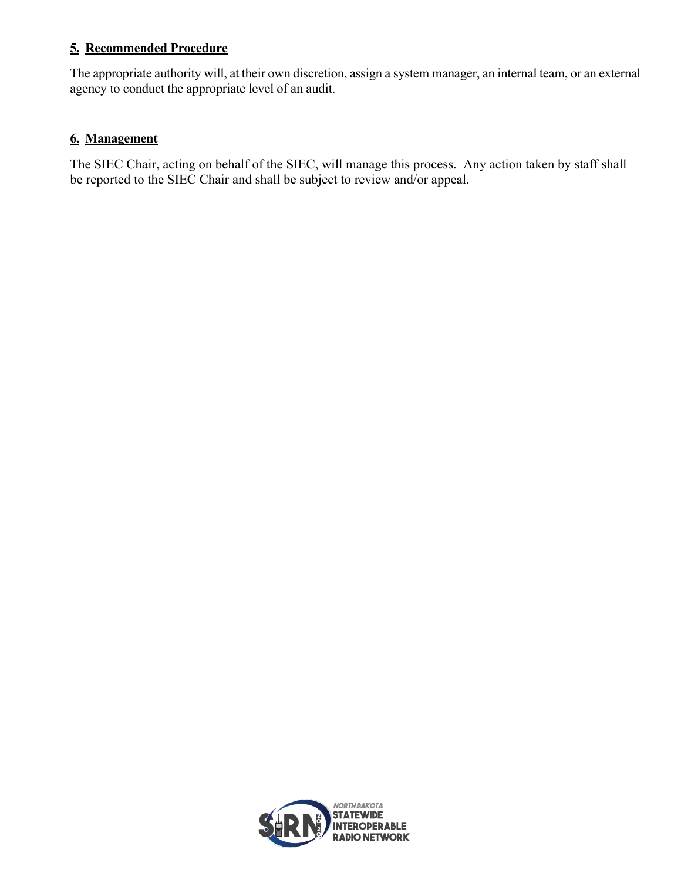## 5. Recommended Procedure

The appropriate authority will, at their own discretion, assign a system manager, an internal team, or an external agency to conduct the appropriate level of an audit.

## 6. Management

The SIEC Chair, acting on behalf of the SIEC, will manage this process. Any action taken by staff shall be reported to the SIEC Chair and shall be subject to review and/or appeal.